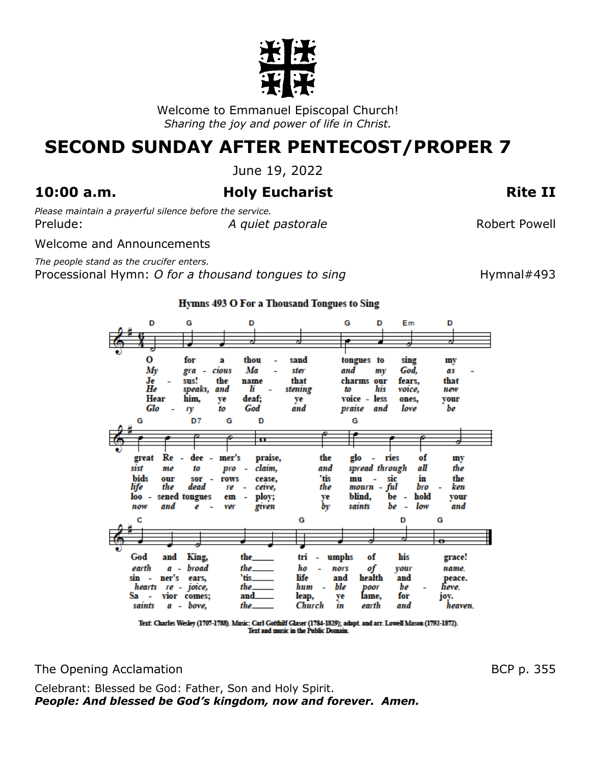Welcome to Emmanuel Episcopal Church!
*Sharing the joy and power of life in Christ.*

# SECOND SUNDAY AFTER PENTECOST/PROPER 7

June 19, 2022

## 10:00 a.m. Holy Eucharist Rite II

*Please maintain a prayerful silence before the service.*

Prelude: *A quiet pastorale* Robert Powell

Welcome and Announcements

*The people stand as the crucifer enters.*

Processional Hymn: *O for a thousand tongues to sing* Hymnal#493

**Hymns 493 O For a Thousand Tongues to Sing**

O for a thousand tongues to sing my great Redeemer's praise, the glories of my God and King, the triumphs of his grace!

*My gracious Master and my God, assist me to proclaim, and spread through all the earth abroad the honors of your name.*

Jesus! the name that charms our fears, that bids our sorrows cease, 'tis music in the sinner's ears, 'tis life and health and peace.

*He speaks, and listening to his voice, new life the dead receive, the mournful broken hearts rejoice, the humble poor believe.*

Hear him, ye deaf; ye voiceless ones, your loosened tongues employ; ye blind, behold your Savior comes; and leap, ye lame, for joy.

*Glory to God and praise and love be now and ever given by saints below and saints above, the Church in earth and heaven.*

Text: Charles Wesley (1707-1788). Music: Carl Gotthilf Glaser (1784-1829); adapt. and arr. Lowell Mason (1792-1872).
Text and music in the Public Domain.

The Opening Acclamation BCP p. 355

Celebrant: Blessed be God: Father, Son and Holy Spirit.
***People: And blessed be God's kingdom, now and forever. Amen.***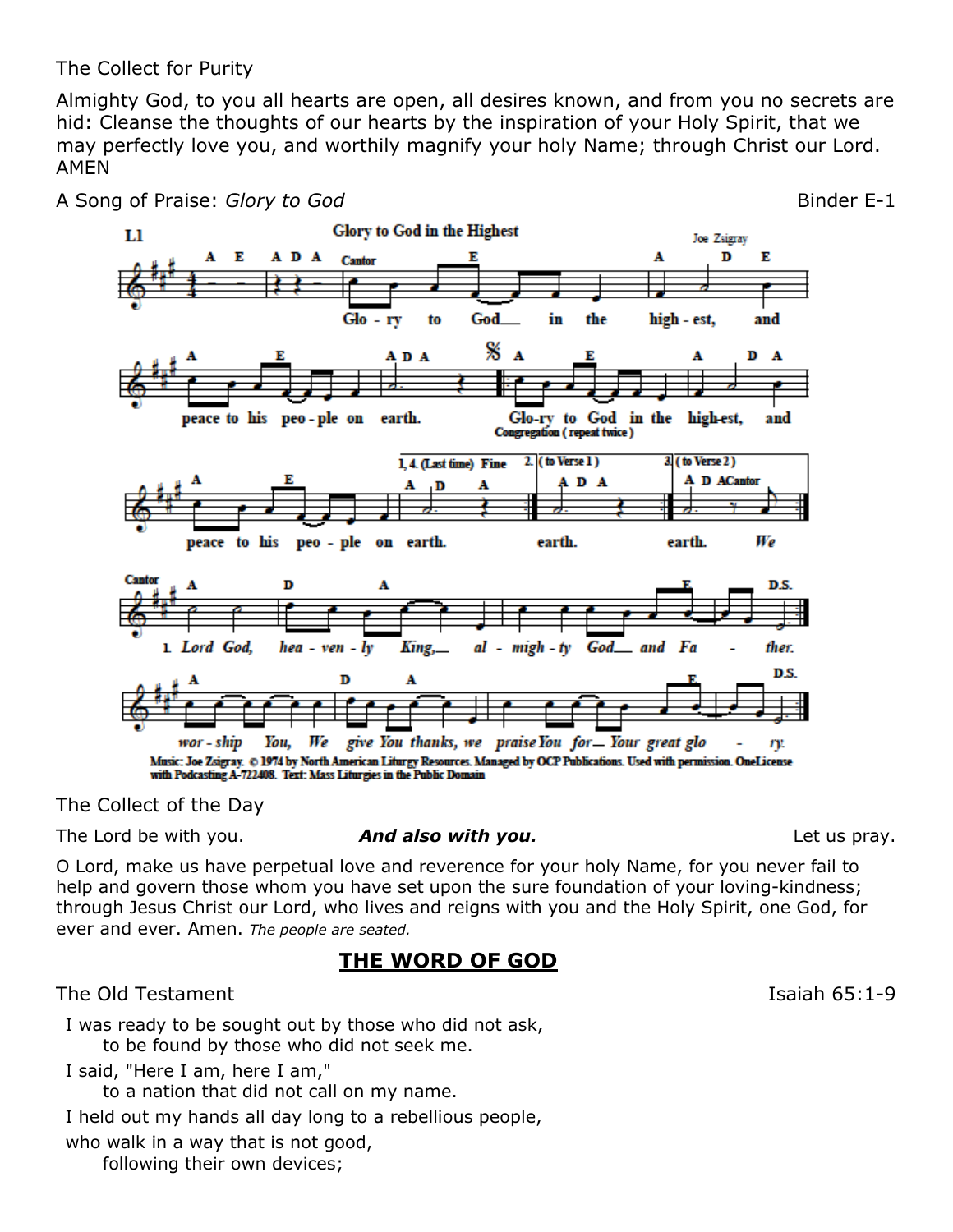The Collect for Purity

Almighty God, to you all hearts are open, all desires known, and from you no secrets are hid: Cleanse the thoughts of our hearts by the inspiration of your Holy Spirit, that we may perfectly love you, and worthily magnify your holy Name; through Christ our Lord. AMEN

A Song of Praise: *Glory to God* Binder E-1

L1 **Glory to God in the Highest** Joe Zsigray

Glo - ry to God in the high - est, and peace to his peo - ple on earth.

Glo-ry to God in the high-est, and peace to his peo - ple on earth.

Congregation (repeat twice)

1, 4. (Last time) Fine — earth. 2. (to Verse 1) earth. 3. (to Verse 2) earth. *We*

Cantor

*1. Lord God, hea - ven - ly King, al - migh - ty God and Fa - ther.* D.S.

*wor - ship You, We give You thanks, we praise You for Your great glo - ry.* D.S.

Music: Joe Zsigray. © 1974 by North American Liturgy Resources. Managed by OCP Publications. Used with permission. OneLicense with Podcasting A-722408. Text: Mass Liturgies in the Public Domain

The Collect of the Day

The Lord be with you. ***And also with you.*** Let us pray.

O Lord, make us have perpetual love and reverence for your holy Name, for you never fail to help and govern those whom you have set upon the sure foundation of your loving-kindness; through Jesus Christ our Lord, who lives and reigns with you and the Holy Spirit, one God, for ever and ever. Amen. *The people are seated.*

## THE WORD OF GOD

The Old Testament Isaiah 65:1-9

I was ready to be sought out by those who did not ask,
to be found by those who did not seek me.
I said, "Here I am, here I am,"
to a nation that did not call on my name.
I held out my hands all day long to a rebellious people,
who walk in a way that is not good,
following their own devices;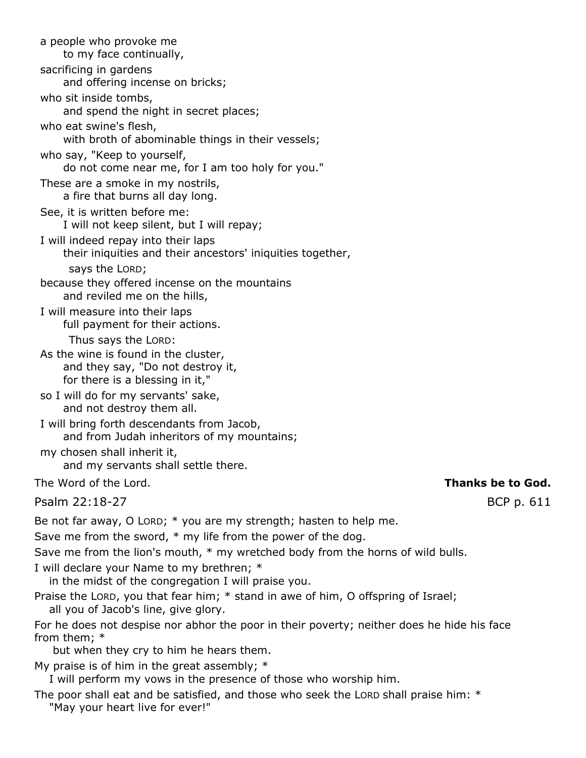a people who provoke me
    to my face continually,
sacrificing in gardens
    and offering incense on bricks;
who sit inside tombs,
    and spend the night in secret places;
who eat swine's flesh,
    with broth of abominable things in their vessels;
who say, "Keep to yourself,
    do not come near me, for I am too holy for you."
These are a smoke in my nostrils,
    a fire that burns all day long.
See, it is written before me:
    I will not keep silent, but I will repay;
I will indeed repay into their laps
    their iniquities and their ancestors' iniquities together,
      says the LORD;
because they offered incense on the mountains
    and reviled me on the hills,
I will measure into their laps
    full payment for their actions.
      Thus says the LORD:
As the wine is found in the cluster,
    and they say, "Do not destroy it,
    for there is a blessing in it,"
so I will do for my servants' sake,
    and not destroy them all.
I will bring forth descendants from Jacob,
    and from Judah inheritors of my mountains;
my chosen shall inherit it,
    and my servants shall settle there.

The Word of the Lord. **Thanks be to God.**

Psalm 22:18-27 BCP p. 611

Be not far away, O LORD; * you are my strength; hasten to help me.

Save me from the sword, * my life from the power of the dog.

Save me from the lion's mouth, * my wretched body from the horns of wild bulls.

I will declare your Name to my brethren; *
  in the midst of the congregation I will praise you.

Praise the LORD, you that fear him; * stand in awe of him, O offspring of Israel;
  all you of Jacob's line, give glory.

For he does not despise nor abhor the poor in their poverty; neither does he hide his face from them; *
  but when they cry to him he hears them.

My praise is of him in the great assembly; *
  I will perform my vows in the presence of those who worship him.

The poor shall eat and be satisfied, and those who seek the LORD shall praise him: *
  "May your heart live for ever!"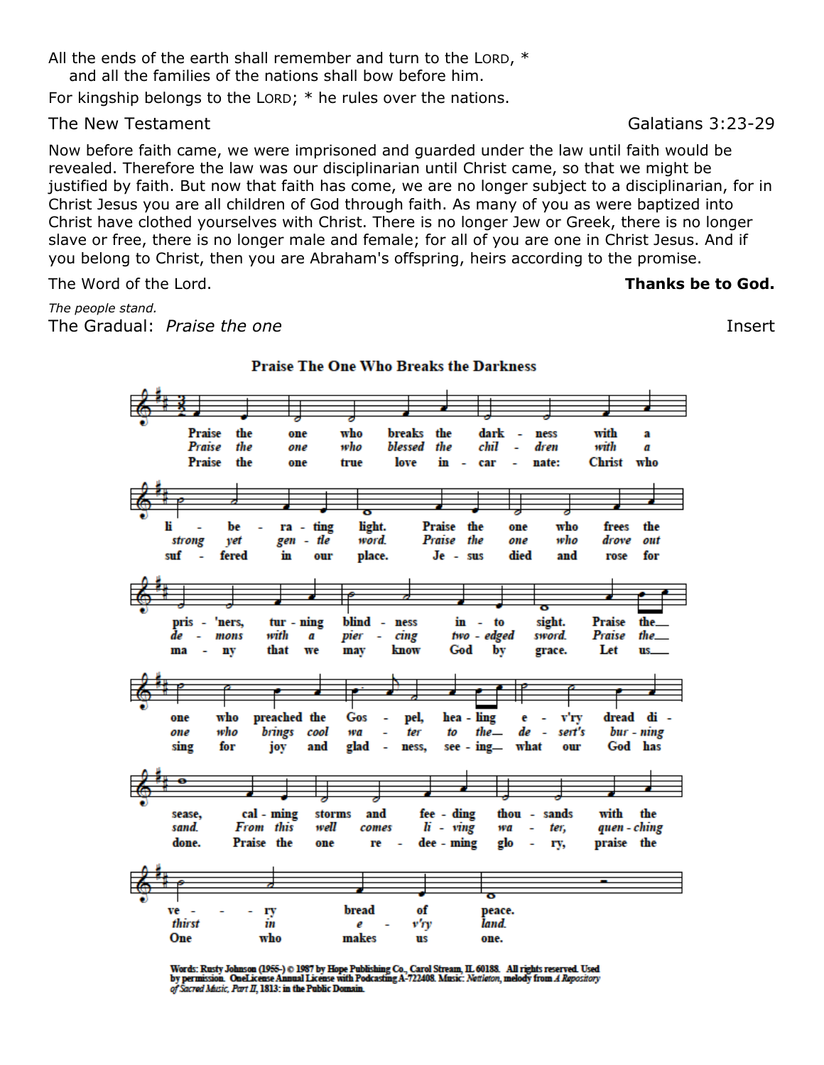All the ends of the earth shall remember and turn to the LORD, *
    and all the families of the nations shall bow before him.

For kingship belongs to the LORD; * he rules over the nations.

The New Testament — Galatians 3:23-29

Now before faith came, we were imprisoned and guarded under the law until faith would be revealed. Therefore the law was our disciplinarian until Christ came, so that we might be justified by faith. But now that faith has come, we are no longer subject to a disciplinarian, for in Christ Jesus you are all children of God through faith. As many of you as were baptized into Christ have clothed yourselves with Christ. There is no longer Jew or Greek, there is no longer slave or free, there is no longer male and female; for all of you are one in Christ Jesus. And if you belong to Christ, then you are Abraham's offspring, heirs according to the promise.

The Word of the Lord. **Thanks be to God.**

*The people stand.*

The Gradual: *Praise the one* — Insert

**Praise The One Who Breaks the Darkness**

Praise the one who breaks the darkness with a liberating light. Praise the one who frees the pris'ners, turning blindness into sight. Praise the one who preached the Gospel, healing ev'ry dread disease, calming storms and feeding thousands with the very bread of peace.

*Praise the one who blessed the children with a strong yet gentle word. Praise the one who drove out demons with a piercing two-edged sword. Praise the one who brings cool water to the desert's burning sand. From this well comes living water, quenching thirst in ev'ry land.*

Praise the one true love incarnate: Christ who suffered in our place. Jesus died and rose for many that we may know God by grace. Let us sing for joy and gladness, seeing what our God has done. Praise the one redeeming glory, praise the One who makes us one.

Words: Rusty Johnson (1955-) © 1987 by Hope Publishing Co., Carol Stream, IL 60188. All rights reserved. Used by permission. OneLicense Annual License with Podcasting A-722408. Music: *Nettleton*, melody from *A Repository of Sacred Music, Part II*, 1813: in the Public Domain.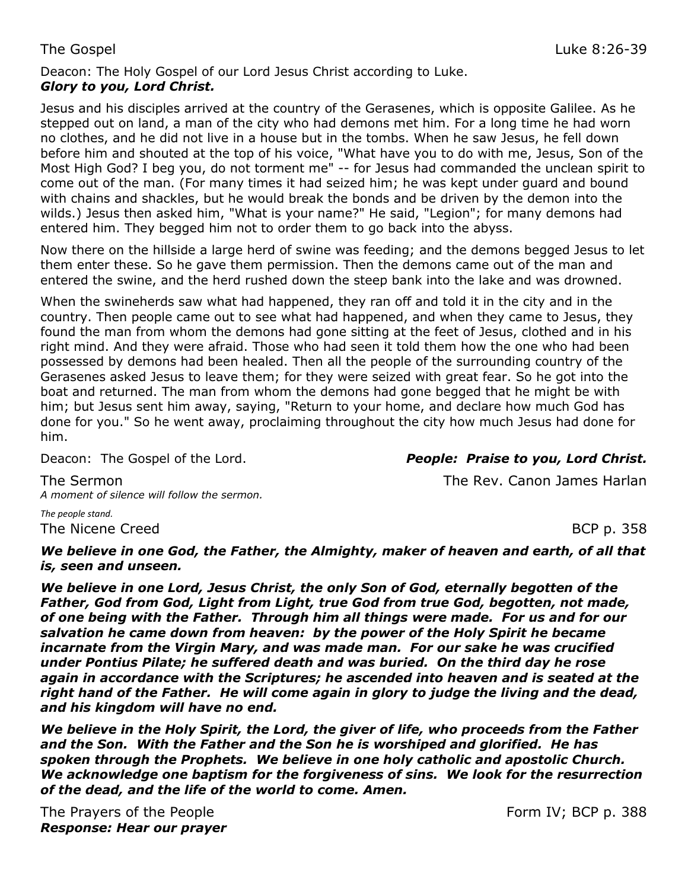The Gospel Luke 8:26-39

Deacon: The Holy Gospel of our Lord Jesus Christ according to Luke.
***Glory to you, Lord Christ.***

Jesus and his disciples arrived at the country of the Gerasenes, which is opposite Galilee. As he stepped out on land, a man of the city who had demons met him. For a long time he had worn no clothes, and he did not live in a house but in the tombs. When he saw Jesus, he fell down before him and shouted at the top of his voice, "What have you to do with me, Jesus, Son of the Most High God? I beg you, do not torment me" -- for Jesus had commanded the unclean spirit to come out of the man. (For many times it had seized him; he was kept under guard and bound with chains and shackles, but he would break the bonds and be driven by the demon into the wilds.) Jesus then asked him, "What is your name?" He said, "Legion"; for many demons had entered him. They begged him not to order them to go back into the abyss.

Now there on the hillside a large herd of swine was feeding; and the demons begged Jesus to let them enter these. So he gave them permission. Then the demons came out of the man and entered the swine, and the herd rushed down the steep bank into the lake and was drowned.

When the swineherds saw what had happened, they ran off and told it in the city and in the country. Then people came out to see what had happened, and when they came to Jesus, they found the man from whom the demons had gone sitting at the feet of Jesus, clothed and in his right mind. And they were afraid. Those who had seen it told them how the one who had been possessed by demons had been healed. Then all the people of the surrounding country of the Gerasenes asked Jesus to leave them; for they were seized with great fear. So he got into the boat and returned. The man from whom the demons had gone begged that he might be with him; but Jesus sent him away, saying, "Return to your home, and declare how much God has done for you." So he went away, proclaiming throughout the city how much Jesus had done for him.

Deacon: The Gospel of the Lord. ***People: Praise to you, Lord Christ.***

The Sermon The Rev. Canon James Harlan
*A moment of silence will follow the sermon.*

*The people stand.*
The Nicene Creed BCP p. 358

***We believe in one God, the Father, the Almighty, maker of heaven and earth, of all that is, seen and unseen.***

***We believe in one Lord, Jesus Christ, the only Son of God, eternally begotten of the Father, God from God, Light from Light, true God from true God, begotten, not made, of one being with the Father. Through him all things were made. For us and for our salvation he came down from heaven: by the power of the Holy Spirit he became incarnate from the Virgin Mary, and was made man. For our sake he was crucified under Pontius Pilate; he suffered death and was buried. On the third day he rose again in accordance with the Scriptures; he ascended into heaven and is seated at the right hand of the Father. He will come again in glory to judge the living and the dead, and his kingdom will have no end.***

***We believe in the Holy Spirit, the Lord, the giver of life, who proceeds from the Father and the Son. With the Father and the Son he is worshiped and glorified. He has spoken through the Prophets. We believe in one holy catholic and apostolic Church. We acknowledge one baptism for the forgiveness of sins. We look for the resurrection of the dead, and the life of the world to come. Amen.***

The Prayers of the People Form IV; BCP p. 388
***Response: Hear our prayer***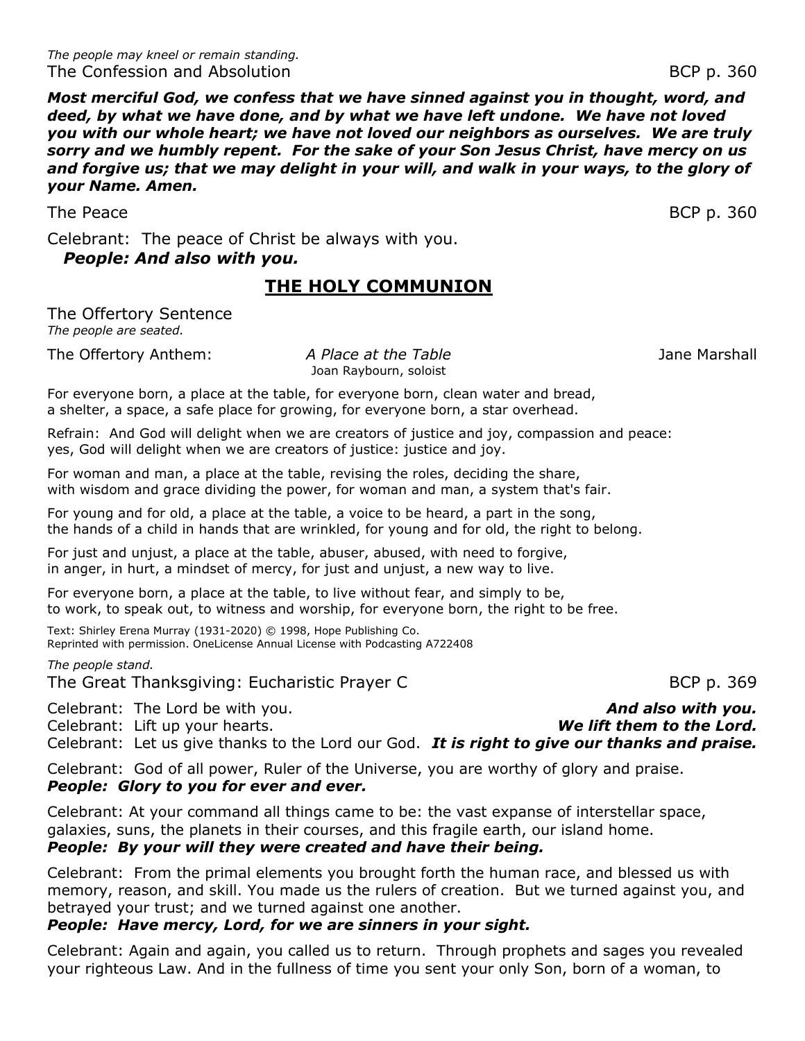*The people may kneel or remain standing.*

The Confession and Absolution BCP p. 360

***Most merciful God, we confess that we have sinned against you in thought, word, and deed, by what we have done, and by what we have left undone. We have not loved you with our whole heart; we have not loved our neighbors as ourselves. We are truly sorry and we humbly repent. For the sake of your Son Jesus Christ, have mercy on us and forgive us; that we may delight in your will, and walk in your ways, to the glory of your Name. Amen.***

The Peace BCP p. 360

Celebrant: The peace of Christ be always with you.
***People: And also with you.***

## THE HOLY COMMUNION

The Offertory Sentence
*The people are seated.*

The Offertory Anthem: *A Place at the Table* Jane Marshall
Joan Raybourn, soloist

For everyone born, a place at the table, for everyone born, clean water and bread,
a shelter, a space, a safe place for growing, for everyone born, a star overhead.

Refrain: And God will delight when we are creators of justice and joy, compassion and peace:
yes, God will delight when we are creators of justice: justice and joy.

For woman and man, a place at the table, revising the roles, deciding the share,
with wisdom and grace dividing the power, for woman and man, a system that's fair.

For young and for old, a place at the table, a voice to be heard, a part in the song,
the hands of a child in hands that are wrinkled, for young and for old, the right to belong.

For just and unjust, a place at the table, abuser, abused, with need to forgive,
in anger, in hurt, a mindset of mercy, for just and unjust, a new way to live.

For everyone born, a place at the table, to live without fear, and simply to be,
to work, to speak out, to witness and worship, for everyone born, the right to be free.

Text: Shirley Erena Murray (1931-2020) © 1998, Hope Publishing Co.
Reprinted with permission. OneLicense Annual License with Podcasting A722408

*The people stand.*

The Great Thanksgiving: Eucharistic Prayer C BCP p. 369

Celebrant: The Lord be with you. ***And also with you.***
Celebrant: Lift up your hearts. ***We lift them to the Lord.***
Celebrant: Let us give thanks to the Lord our God. ***It is right to give our thanks and praise.***

Celebrant: God of all power, Ruler of the Universe, you are worthy of glory and praise.
***People: Glory to you for ever and ever.***

Celebrant: At your command all things came to be: the vast expanse of interstellar space, galaxies, suns, the planets in their courses, and this fragile earth, our island home.
***People: By your will they were created and have their being.***

Celebrant: From the primal elements you brought forth the human race, and blessed us with memory, reason, and skill. You made us the rulers of creation. But we turned against you, and betrayed your trust; and we turned against one another.
***People: Have mercy, Lord, for we are sinners in your sight.***

Celebrant: Again and again, you called us to return. Through prophets and sages you revealed your righteous Law. And in the fullness of time you sent your only Son, born of a woman, to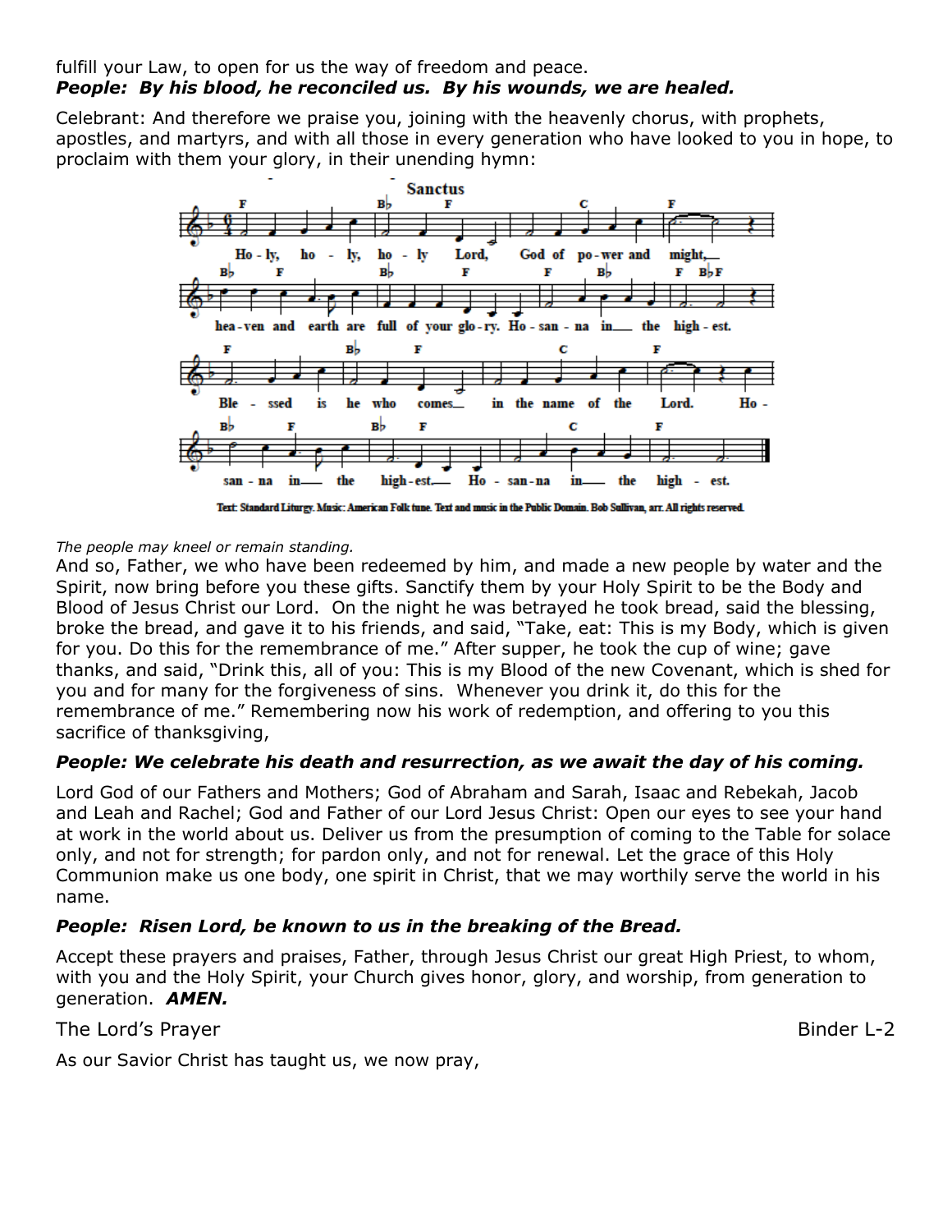fulfill your Law, to open for us the way of freedom and peace.
***People: By his blood, he reconciled us. By his wounds, we are healed.***

Celebrant: And therefore we praise you, joining with the heavenly chorus, with prophets, apostles, and martyrs, and with all those in every generation who have looked to you in hope, to proclaim with them your glory, in their unending hymn:

**Sanctus**

Ho - ly, ho - ly, ho - ly Lord, God of po - wer and might,
hea - ven and earth are full of your glo - ry. Ho - san - na in the high - est.
Ble - ssed is he who comes in the name of the Lord. Ho -
san - na in the high - est. Ho - san - na in the high - est.

Text: Standard Liturgy. Music: American Folk tune. Text and music in the Public Domain. Bob Sullivan, arr. All rights reserved.

*The people may kneel or remain standing.*

And so, Father, we who have been redeemed by him, and made a new people by water and the Spirit, now bring before you these gifts. Sanctify them by your Holy Spirit to be the Body and Blood of Jesus Christ our Lord. On the night he was betrayed he took bread, said the blessing, broke the bread, and gave it to his friends, and said, "Take, eat: This is my Body, which is given for you. Do this for the remembrance of me." After supper, he took the cup of wine; gave thanks, and said, "Drink this, all of you: This is my Blood of the new Covenant, which is shed for you and for many for the forgiveness of sins. Whenever you drink it, do this for the remembrance of me." Remembering now his work of redemption, and offering to you this sacrifice of thanksgiving,

***People: We celebrate his death and resurrection, as we await the day of his coming.***

Lord God of our Fathers and Mothers; God of Abraham and Sarah, Isaac and Rebekah, Jacob and Leah and Rachel; God and Father of our Lord Jesus Christ: Open our eyes to see your hand at work in the world about us. Deliver us from the presumption of coming to the Table for solace only, and not for strength; for pardon only, and not for renewal. Let the grace of this Holy Communion make us one body, one spirit in Christ, that we may worthily serve the world in his name.

***People: Risen Lord, be known to us in the breaking of the Bread.***

Accept these prayers and praises, Father, through Jesus Christ our great High Priest, to whom, with you and the Holy Spirit, your Church gives honor, glory, and worship, from generation to generation. ***AMEN.***

The Lord's Prayer — Binder L-2

As our Savior Christ has taught us, we now pray,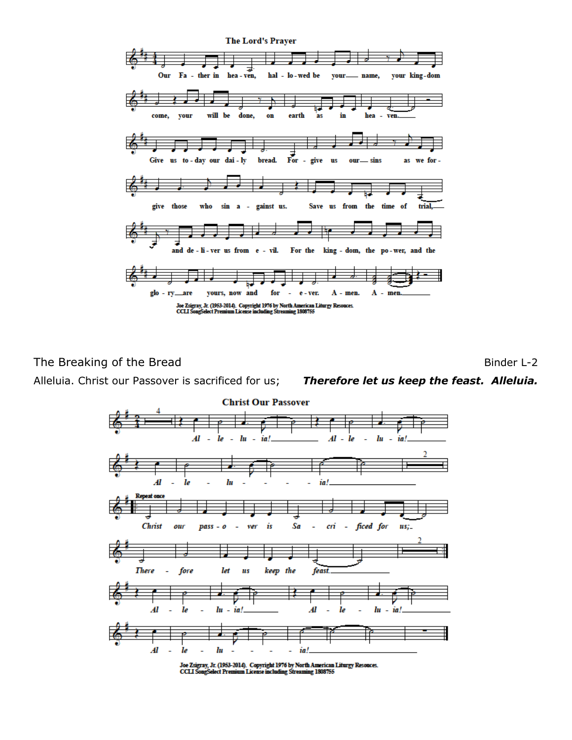## The Lord's Prayer

Our Father in heaven, hallowed be your name, your kingdom come, your will be done, on earth as in heaven.

Give us today our daily bread. Forgive us our sins as we forgive those who sin against us. Save us from the time of trial, and deliver us from evil. For the kingdom, the power, and the glory are yours, now and for ever. Amen. Amen.

Joe Zsigray, Jr. (1953-2014). Copyright 1976 by North American Liturgy Resouces.
CCLI SongSelect Premium License including Streaming 1808755

The Breaking of the Bread Binder L-2

Alleluia. Christ our Passover is sacrificed for us; ***Therefore let us keep the feast. Alleluia.***

## Christ Our Passover

Alleluia! Alleluia! Alleluia!

Repeat once

Christ our passover is Sacrificed for us; Therefore let us keep the feast.

Alleluia! Alleluia! Alleluia!

Joe Zsigray, Jr. (1953-2014). Copyright 1976 by North American Liturgy Resouces.
CCLI SongSelect Premium License including Streaming 1808755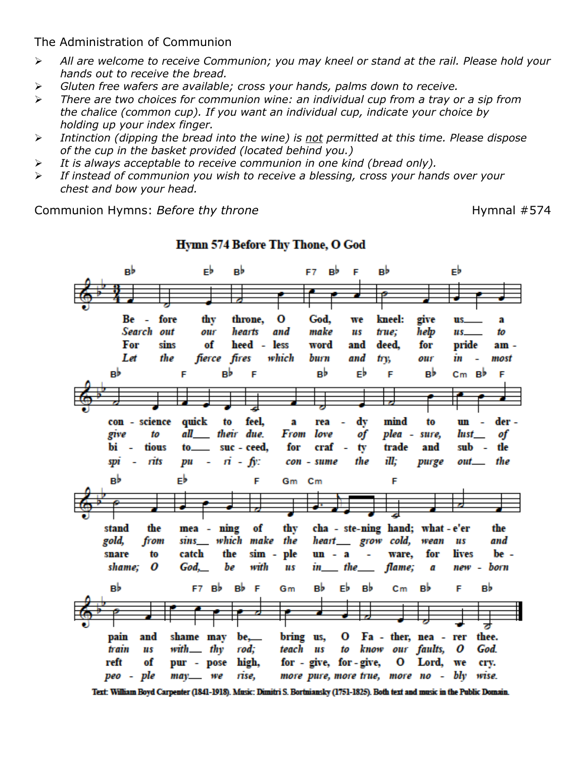The Administration of Communion

- *All are welcome to receive Communion; you may kneel or stand at the rail. Please hold your hands out to receive the bread.*
- *Gluten free wafers are available; cross your hands, palms down to receive.*
- *There are two choices for communion wine: an individual cup from a tray or a sip from the chalice (common cup). If you want an individual cup, indicate your choice by holding up your index finger.*
- *Intinction (dipping the bread into the wine) is not permitted at this time. Please dispose of the cup in the basket provided (located behind you.)*
- *It is always acceptable to receive communion in one kind (bread only).*
- *If instead of communion you wish to receive a blessing, cross your hands over your chest and bow your head.*

Communion Hymns: *Before thy throne* Hymnal #574

**Hymn 574 Before Thy Thone, O God**

Before thy throne, O God, we kneel: give us a conscience quick to feel, a ready mind to understand the meaning of thy chastening hand; whate'er the pain and shame may be, bring us, O Father, nearer thee.

*Search out our hearts and make us true; help us to give to all their due. From love of pleasure, lust of gold, from sins which make the heart grow cold, wean us and train us with thy rod; teach us to know our faults, O God.*

For sins of heedless word and deed, for pride ambitious to succeed, for crafty trade and subtle snare to catch the simple unaware, for lives bereft of purpose high, forgive, forgive, O Lord, we cry.

*Let the fierce fires which burn and try, our inmost spirits purify: consume the ill; purge out the shame; O God, be with us in the flame; a newborn people may we rise, more pure, more true, more nobly wise.*

Text: William Boyd Carpenter (1841-1918). Music: Dimitri S. Bortniansky (1751-1825). Both text and music in the Public Domain.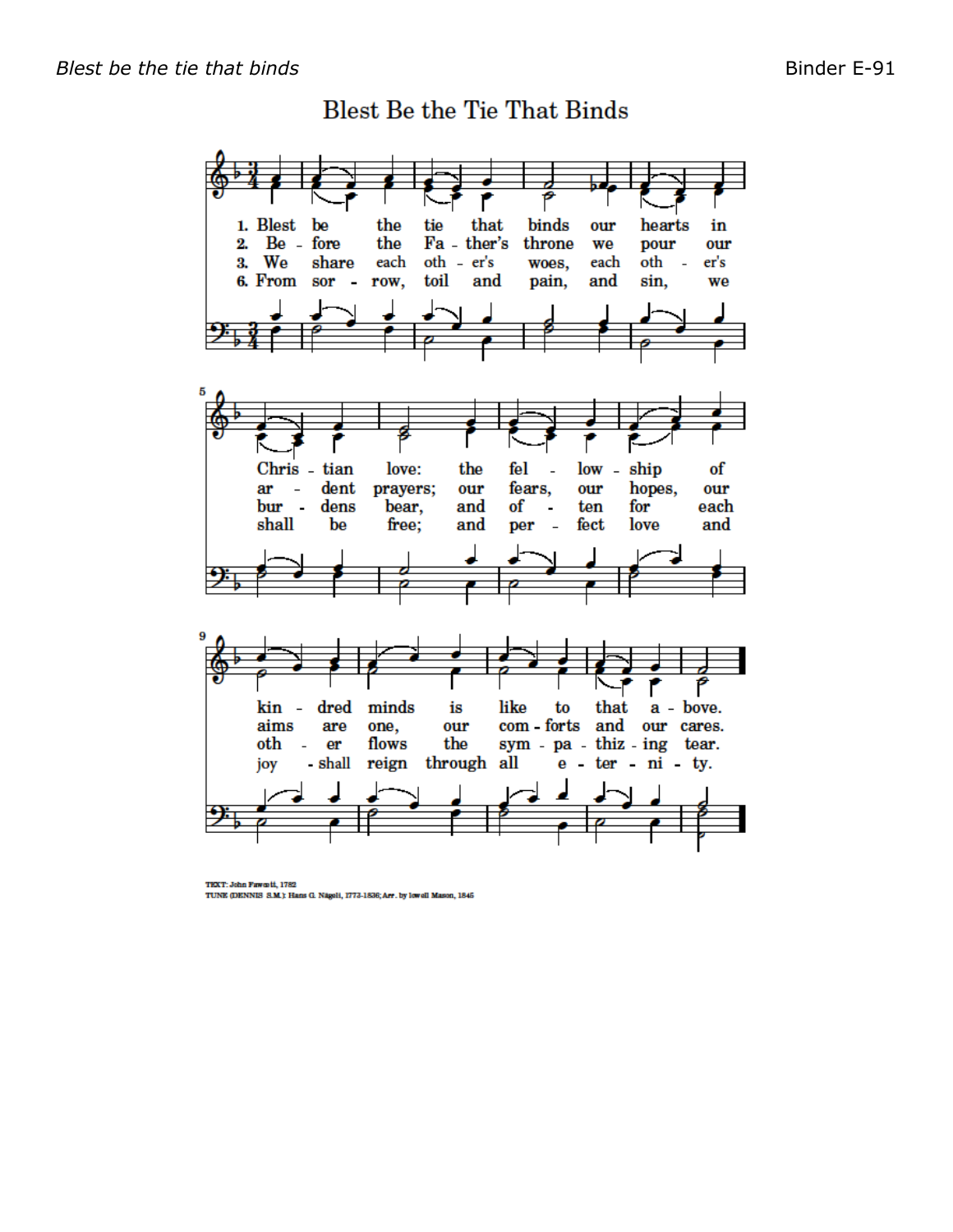# Blest Be the Tie That Binds

1. Blest be the tie that binds our hearts in Christian love: the fellowship of kindred minds is like to that above.

2. Before the Father's throne we pour our ardent prayers; our fears, our hopes, our aims are one, our comforts and our cares.

3. We share each other's woes, each other's burdens bear, and often for each other flows the sympathizing tear.

6. From sorrow, toil and pain, and sin, we shall be free; and perfect love and joy shall reign through all eternity.

TEXT: John Fawcett, 1782
TUNE (DENNIS S.M.): Hans G. Nägeli, 1773-1836; Arr. by Lowell Mason, 1845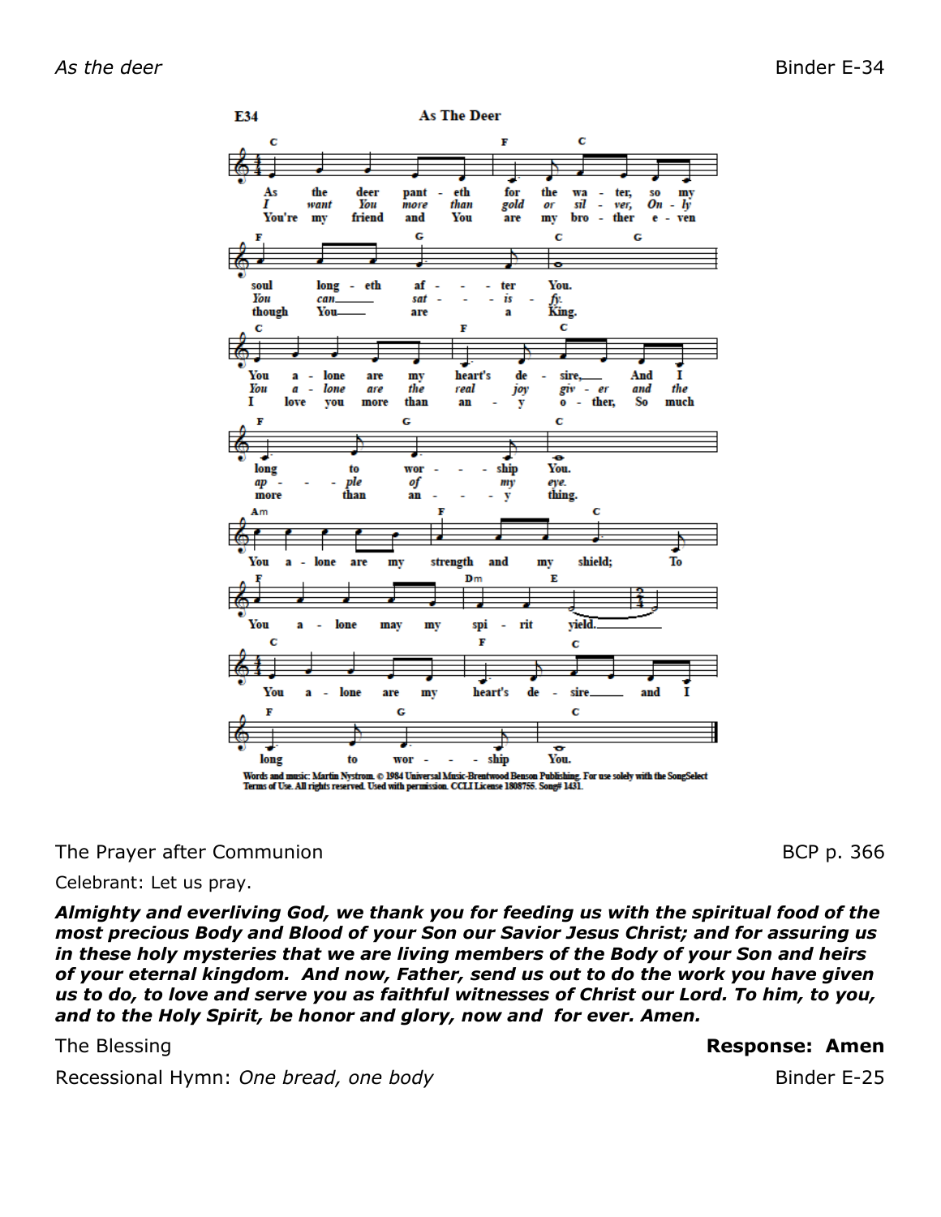*As the deer* — Binder E-34

**E34 — As The Deer**

As the deer panteth for the water, so my soul longeth after You.
You alone are my heart's desire, And I long to worship You.

*I want You more than gold or silver, Only You can satisfy.*
*You alone are the real joy giver, and the apple of my eye.*

You're my friend and You are my brother, even though You are a King.
I love you more than any other, So much more than anything.

You alone are my strength and my shield; To You alone may my spirit yield.
You alone are my heart's desire and I long to worship You.

Words and music: Martin Nystrom. © 1984 Universal Music-Brentwood Benson Publishing. For use solely with the SongSelect Terms of Use. All rights reserved. Used with permission. CCLI License 1808755. Song# 1431.

The Prayer after Communion — BCP p. 366

Celebrant: Let us pray.

***Almighty and everliving God, we thank you for feeding us with the spiritual food of the most precious Body and Blood of your Son our Savior Jesus Christ; and for assuring us in these holy mysteries that we are living members of the Body of your Son and heirs of your eternal kingdom. And now, Father, send us out to do the work you have given us to do, to love and serve you as faithful witnesses of Christ our Lord. To him, to you, and to the Holy Spirit, be honor and glory, now and for ever. Amen.***

The Blessing — **Response: Amen**

Recessional Hymn: *One bread, one body* — Binder E-25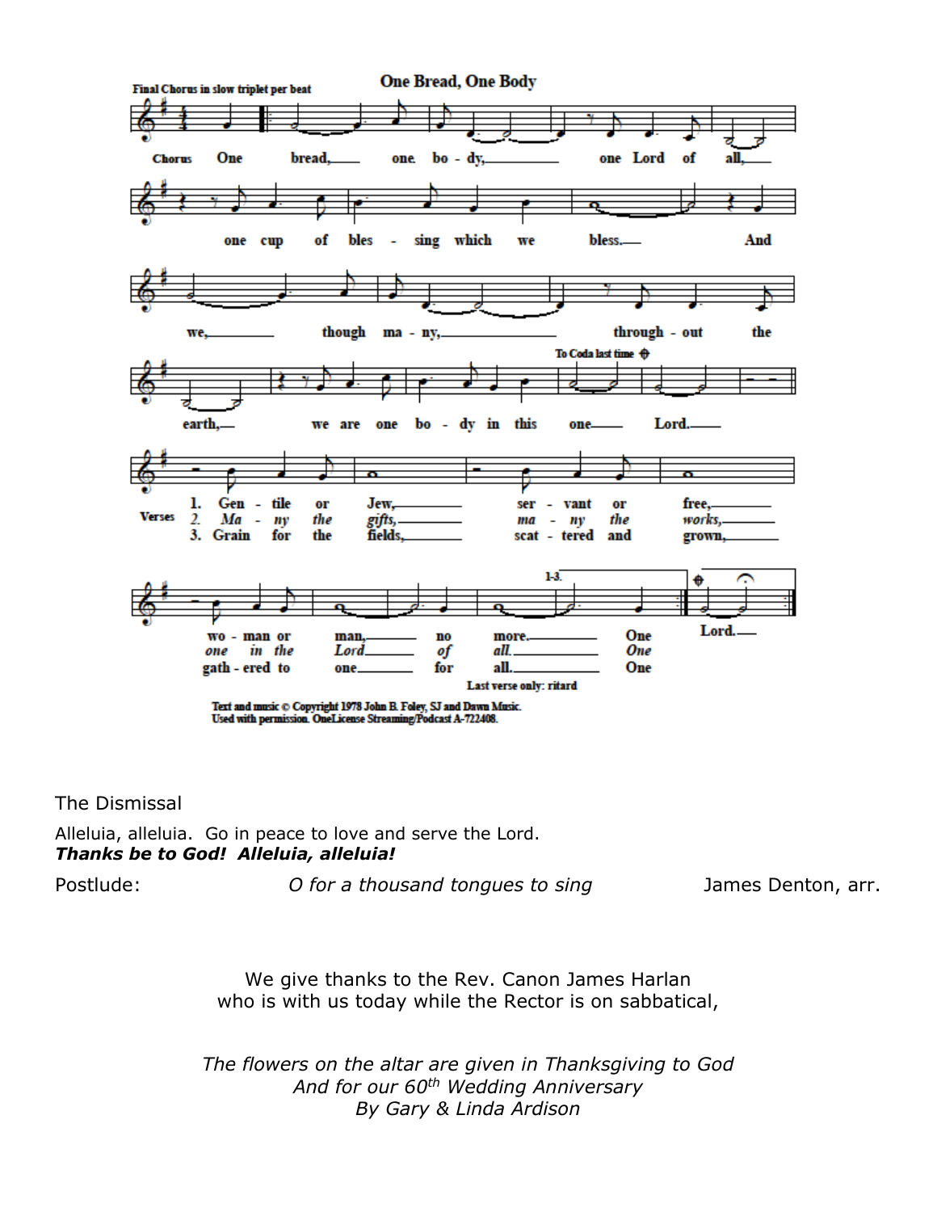**One Bread, One Body**

Final Chorus in slow triplet per beat

Chorus: One bread, one body, one Lord of all, one cup of blessing which we bless. And we, though many, throughout the earth, we are one body in this one Lord.

To Coda last time

Verses:
1. Gentile or Jew, servant or free, woman or man, no more. One
2. Many the gifts, many the works, one in the Lord of all. One
3. Grain for the fields, scattered and grown, gathered to one for all. One

Last verse only: ritard

Coda: Lord.

Text and music © Copyright 1978 John B. Foley, SJ and Dawn Music.
Used with permission. OneLicense Streaming/Podcast A-722408.

The Dismissal

Alleluia, alleluia. Go in peace to love and serve the Lord.
***Thanks be to God! Alleluia, alleluia!***

Postlude: *O for a thousand tongues to sing* James Denton, arr.

We give thanks to the Rev. Canon James Harlan
who is with us today while the Rector is on sabbatical,

*The flowers on the altar are given in Thanksgiving to God*
*And for our 60th Wedding Anniversary*
*By Gary & Linda Ardison*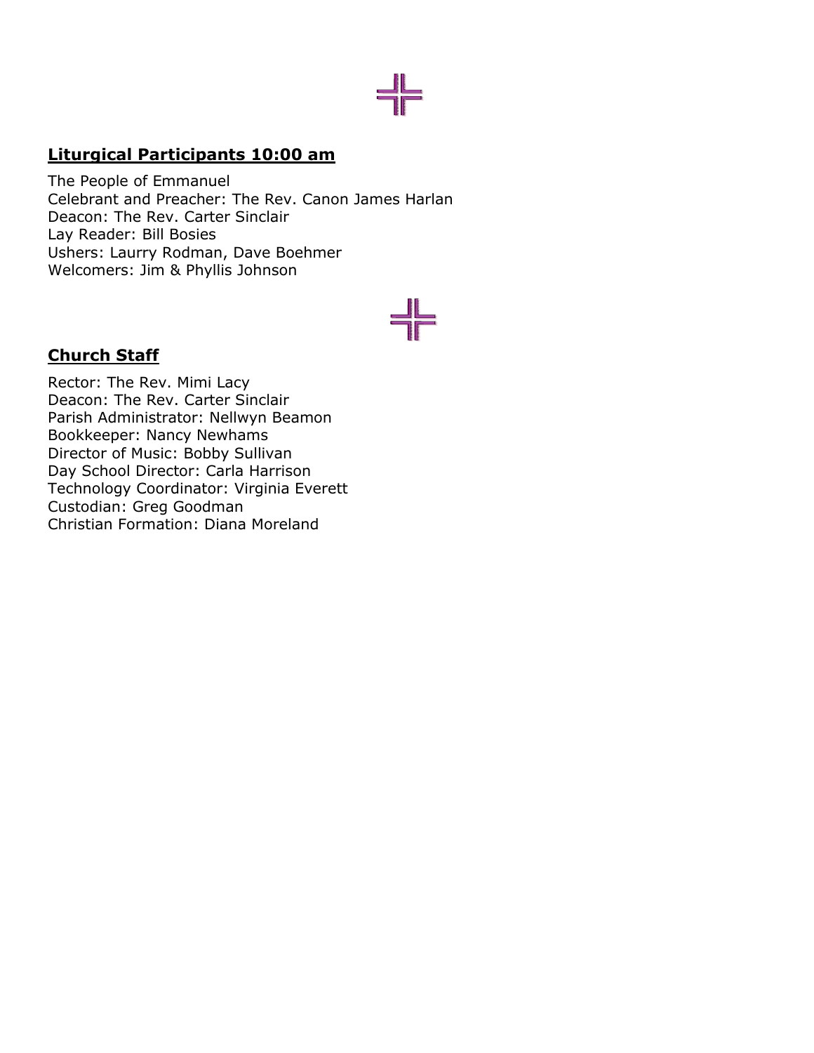## Liturgical Participants 10:00 am

The People of Emmanuel
Celebrant and Preacher: The Rev. Canon James Harlan
Deacon: The Rev. Carter Sinclair
Lay Reader: Bill Bosies
Ushers: Laurry Rodman, Dave Boehmer
Welcomers: Jim & Phyllis Johnson

## Church Staff

Rector: The Rev. Mimi Lacy
Deacon: The Rev. Carter Sinclair
Parish Administrator: Nellwyn Beamon
Bookkeeper: Nancy Newhams
Director of Music: Bobby Sullivan
Day School Director: Carla Harrison
Technology Coordinator: Virginia Everett
Custodian: Greg Goodman
Christian Formation: Diana Moreland